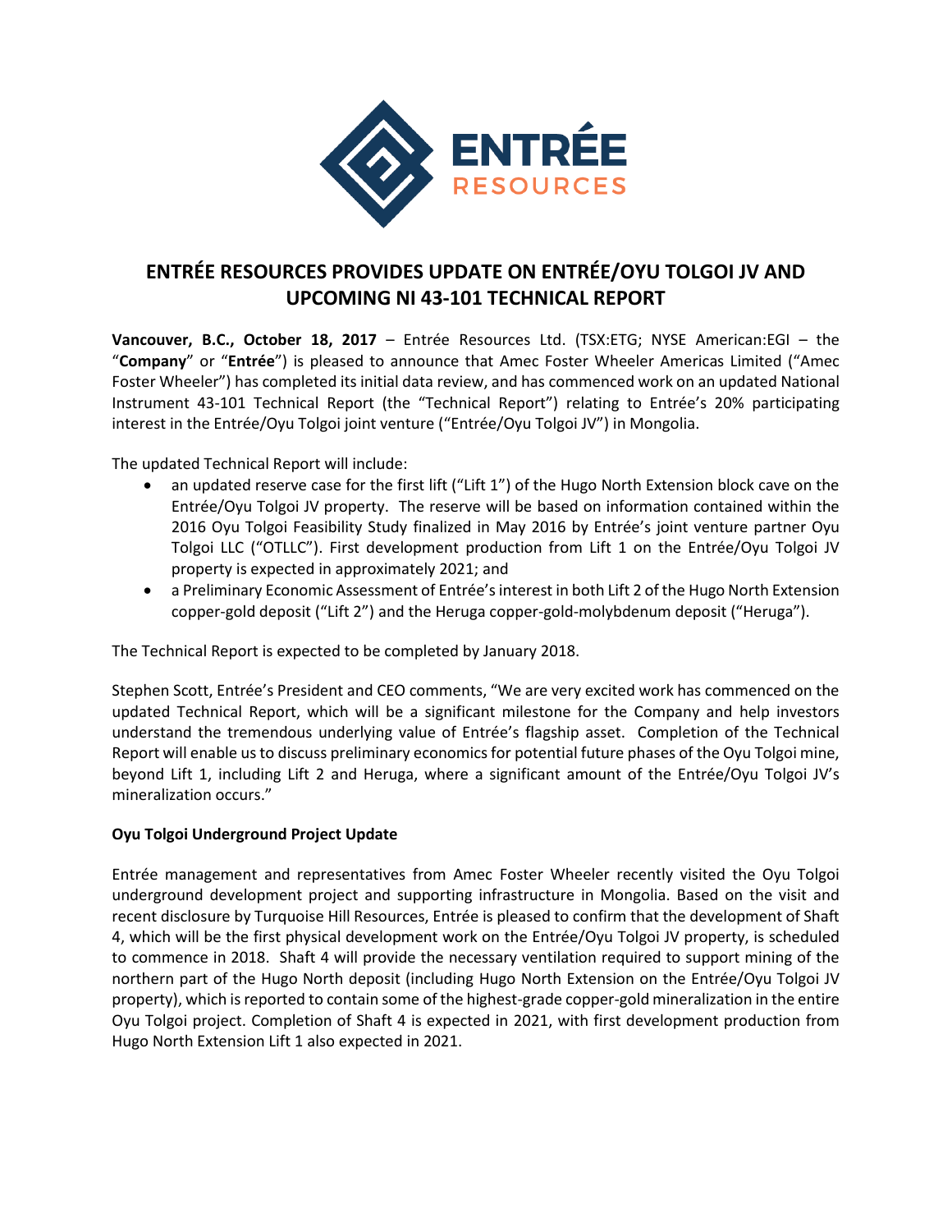# ENTRÉE RESOURCES PROVIDES UPDATE ON ENTRÉE/OYU TOLGOI JV AND UPCOMING NI 43-101 TECHNICAL REPORT

**Vancouver, B.C., October 18, 2017** – Entrée Resources Ltd. (TSX:ETG; NYSE American:EGI – the "**Company**" or "**Entrée**") is pleased to announce that Amec Foster Wheeler Americas Limited ("Amec Foster Wheeler") has completed its initial data review, and has commenced work on an updated National Instrument 43-101 Technical Report (the "Technical Report") relating to Entrée's 20% participating interest in the Entrée/Oyu Tolgoi joint venture ("Entrée/Oyu Tolgoi JV") in Mongolia.

The updated Technical Report will include:

- an updated reserve case for the first lift ("Lift 1") of the Hugo North Extension block cave on the Entrée/Oyu Tolgoi JV property. The reserve will be based on information contained within the 2016 Oyu Tolgoi Feasibility Study finalized in May 2016 by Entrée's joint venture partner Oyu Tolgoi LLC ("OTLLC"). First development production from Lift 1 on the Entrée/Oyu Tolgoi JV property is expected in approximately 2021; and
- a Preliminary Economic Assessment of Entrée's interest in both Lift 2 of the Hugo North Extension copper-gold deposit ("Lift 2") and the Heruga copper-gold-molybdenum deposit ("Heruga").

The Technical Report is expected to be completed by January 2018.

Stephen Scott, Entrée's President and CEO comments, "We are very excited work has commenced on the updated Technical Report, which will be a significant milestone for the Company and help investors understand the tremendous underlying value of Entrée's flagship asset. Completion of the Technical Report will enable us to discuss preliminary economics for potential future phases of the Oyu Tolgoi mine, beyond Lift 1, including Lift 2 and Heruga, where a significant amount of the Entrée/Oyu Tolgoi JV's mineralization occurs."

**Oyu Tolgoi Underground Project Update**

Entrée management and representatives from Amec Foster Wheeler recently visited the Oyu Tolgoi underground development project and supporting infrastructure in Mongolia. Based on the visit and recent disclosure by Turquoise Hill Resources, Entrée is pleased to confirm that the development of Shaft 4, which will be the first physical development work on the Entrée/Oyu Tolgoi JV property, is scheduled to commence in 2018. Shaft 4 will provide the necessary ventilation required to support mining of the northern part of the Hugo North deposit (including Hugo North Extension on the Entrée/Oyu Tolgoi JV property), which is reported to contain some of the highest-grade copper-gold mineralization in the entire Oyu Tolgoi project. Completion of Shaft 4 is expected in 2021, with first development production from Hugo North Extension Lift 1 also expected in 2021.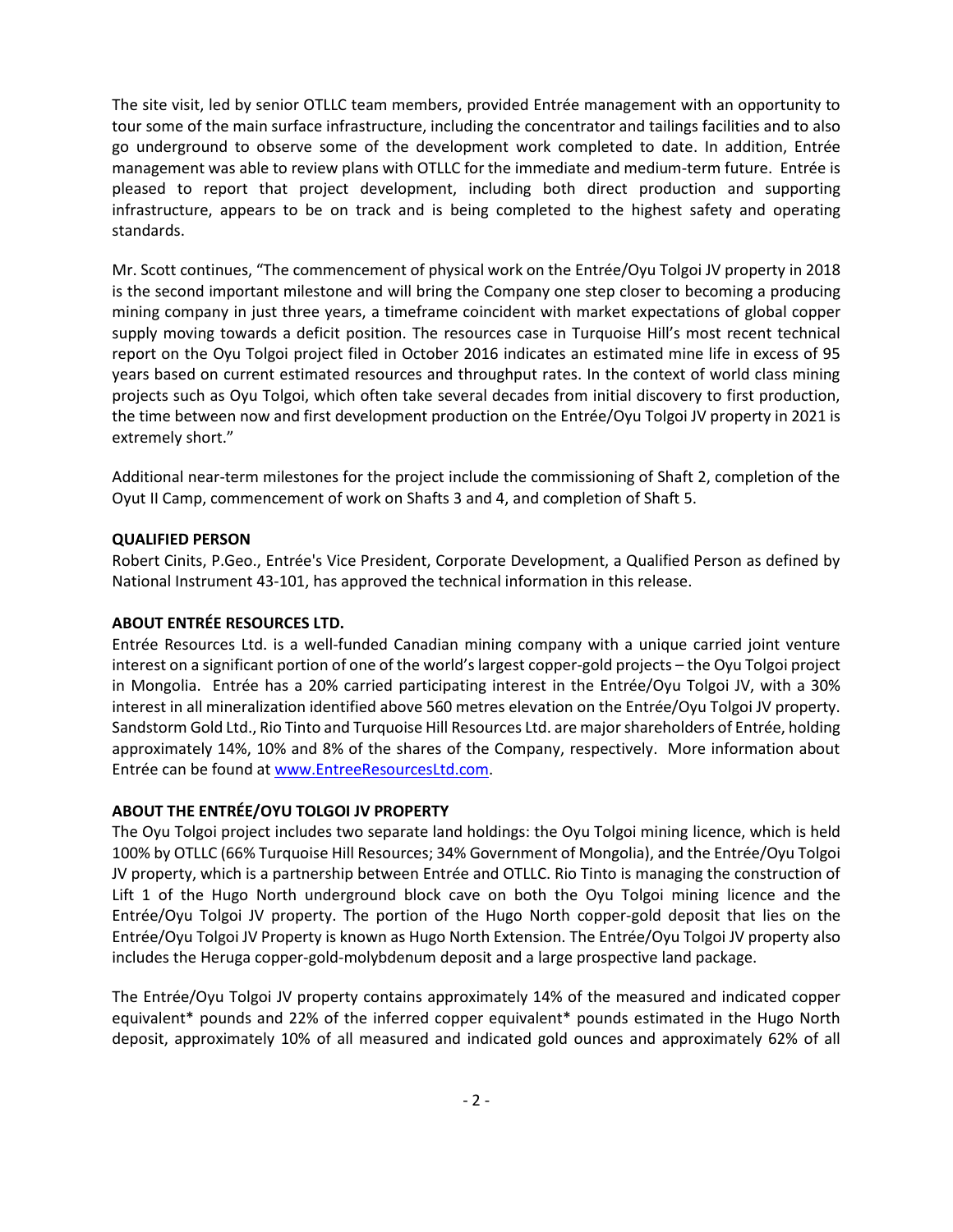The site visit, led by senior OTLLC team members, provided Entrée management with an opportunity to tour some of the main surface infrastructure, including the concentrator and tailings facilities and to also go underground to observe some of the development work completed to date. In addition, Entrée management was able to review plans with OTLLC for the immediate and medium-term future. Entrée is pleased to report that project development, including both direct production and supporting infrastructure, appears to be on track and is being completed to the highest safety and operating standards.

Mr. Scott continues, "The commencement of physical work on the Entrée/Oyu Tolgoi JV property in 2018 is the second important milestone and will bring the Company one step closer to becoming a producing mining company in just three years, a timeframe coincident with market expectations of global copper supply moving towards a deficit position. The resources case in Turquoise Hill's most recent technical report on the Oyu Tolgoi project filed in October 2016 indicates an estimated mine life in excess of 95 years based on current estimated resources and throughput rates. In the context of world class mining projects such as Oyu Tolgoi, which often take several decades from initial discovery to first production, the time between now and first development production on the Entrée/Oyu Tolgoi JV property in 2021 is extremely short."

Additional near-term milestones for the project include the commissioning of Shaft 2, completion of the Oyut II Camp, commencement of work on Shafts 3 and 4, and completion of Shaft 5.

**QUALIFIED PERSON**

Robert Cinits, P.Geo., Entrée's Vice President, Corporate Development, a Qualified Person as defined by National Instrument 43-101, has approved the technical information in this release.

**ABOUT ENTRÉE RESOURCES LTD.**

Entrée Resources Ltd. is a well-funded Canadian mining company with a unique carried joint venture interest on a significant portion of one of the world's largest copper-gold projects – the Oyu Tolgoi project in Mongolia. Entrée has a 20% carried participating interest in the Entrée/Oyu Tolgoi JV, with a 30% interest in all mineralization identified above 560 metres elevation on the Entrée/Oyu Tolgoi JV property. Sandstorm Gold Ltd., Rio Tinto and Turquoise Hill Resources Ltd. are major shareholders of Entrée, holding approximately 14%, 10% and 8% of the shares of the Company, respectively. More information about Entrée can be found at [www.EntreeResourcesLtd.com](http://www.EntreeResourcesLtd.com).

**ABOUT THE ENTRÉE/OYU TOLGOI JV PROPERTY**

The Oyu Tolgoi project includes two separate land holdings: the Oyu Tolgoi mining licence, which is held 100% by OTLLC (66% Turquoise Hill Resources; 34% Government of Mongolia), and the Entrée/Oyu Tolgoi JV property, which is a partnership between Entrée and OTLLC. Rio Tinto is managing the construction of Lift 1 of the Hugo North underground block cave on both the Oyu Tolgoi mining licence and the Entrée/Oyu Tolgoi JV property. The portion of the Hugo North copper-gold deposit that lies on the Entrée/Oyu Tolgoi JV Property is known as Hugo North Extension. The Entrée/Oyu Tolgoi JV property also includes the Heruga copper-gold-molybdenum deposit and a large prospective land package.

The Entrée/Oyu Tolgoi JV property contains approximately 14% of the measured and indicated copper equivalent* pounds and 22% of the inferred copper equivalent* pounds estimated in the Hugo North deposit, approximately 10% of all measured and indicated gold ounces and approximately 62% of all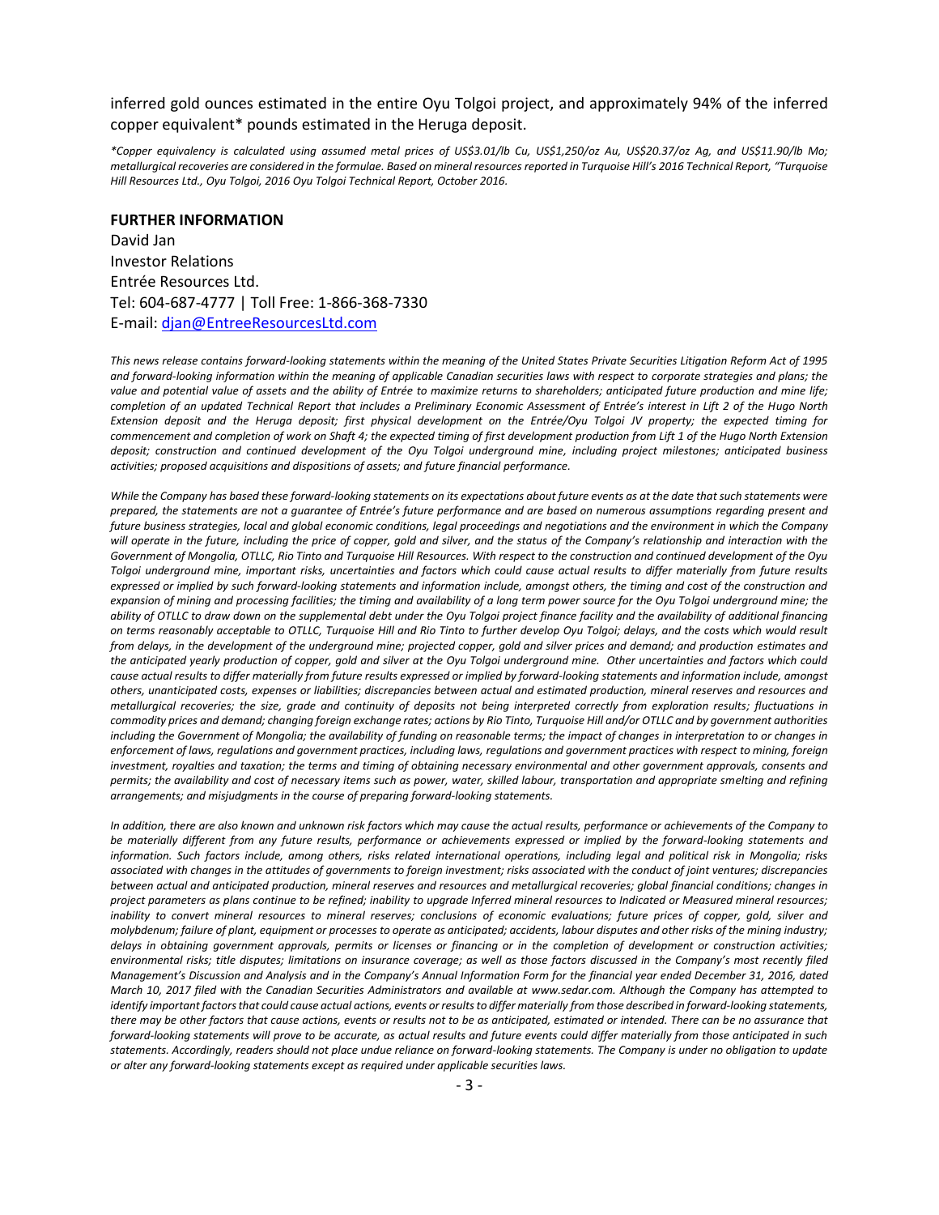inferred gold ounces estimated in the entire Oyu Tolgoi project, and approximately 94% of the inferred copper equivalent* pounds estimated in the Heruga deposit.

*\*Copper equivalency is calculated using assumed metal prices of US$3.01/lb Cu, US$1,250/oz Au, US$20.37/oz Ag, and US$11.90/lb Mo; metallurgical recoveries are considered in the formulae. Based on mineral resources reported in Turquoise Hill's 2016 Technical Report, "Turquoise Hill Resources Ltd., Oyu Tolgoi, 2016 Oyu Tolgoi Technical Report, October 2016.*

**FURTHER INFORMATION**

David Jan
Investor Relations
Entrée Resources Ltd.
Tel: 604-687-4777 | Toll Free: 1-866-368-7330
E-mail: djan@EntreeResourcesLtd.com

*This news release contains forward-looking statements within the meaning of the United States Private Securities Litigation Reform Act of 1995 and forward-looking information within the meaning of applicable Canadian securities laws with respect to corporate strategies and plans; the value and potential value of assets and the ability of Entrée to maximize returns to shareholders; anticipated future production and mine life; completion of an updated Technical Report that includes a Preliminary Economic Assessment of Entrée's interest in Lift 2 of the Hugo North Extension deposit and the Heruga deposit; first physical development on the Entrée/Oyu Tolgoi JV property; the expected timing for commencement and completion of work on Shaft 4; the expected timing of first development production from Lift 1 of the Hugo North Extension deposit; construction and continued development of the Oyu Tolgoi underground mine, including project milestones; anticipated business activities; proposed acquisitions and dispositions of assets; and future financial performance.*

*While the Company has based these forward-looking statements on its expectations about future events as at the date that such statements were prepared, the statements are not a guarantee of Entrée's future performance and are based on numerous assumptions regarding present and future business strategies, local and global economic conditions, legal proceedings and negotiations and the environment in which the Company will operate in the future, including the price of copper, gold and silver, and the status of the Company's relationship and interaction with the Government of Mongolia, OTLLC, Rio Tinto and Turquoise Hill Resources. With respect to the construction and continued development of the Oyu Tolgoi underground mine, important risks, uncertainties and factors which could cause actual results to differ materially from future results expressed or implied by such forward-looking statements and information include, amongst others, the timing and cost of the construction and expansion of mining and processing facilities; the timing and availability of a long term power source for the Oyu Tolgoi underground mine; the ability of OTLLC to draw down on the supplemental debt under the Oyu Tolgoi project finance facility and the availability of additional financing on terms reasonably acceptable to OTLLC, Turquoise Hill and Rio Tinto to further develop Oyu Tolgoi; delays, and the costs which would result from delays, in the development of the underground mine; projected copper, gold and silver prices and demand; and production estimates and the anticipated yearly production of copper, gold and silver at the Oyu Tolgoi underground mine. Other uncertainties and factors which could cause actual results to differ materially from future results expressed or implied by forward-looking statements and information include, amongst others, unanticipated costs, expenses or liabilities; discrepancies between actual and estimated production, mineral reserves and resources and metallurgical recoveries; the size, grade and continuity of deposits not being interpreted correctly from exploration results; fluctuations in commodity prices and demand; changing foreign exchange rates; actions by Rio Tinto, Turquoise Hill and/or OTLLC and by government authorities including the Government of Mongolia; the availability of funding on reasonable terms; the impact of changes in interpretation to or changes in enforcement of laws, regulations and government practices, including laws, regulations and government practices with respect to mining, foreign investment, royalties and taxation; the terms and timing of obtaining necessary environmental and other government approvals, consents and permits; the availability and cost of necessary items such as power, water, skilled labour, transportation and appropriate smelting and refining arrangements; and misjudgments in the course of preparing forward-looking statements.*

*In addition, there are also known and unknown risk factors which may cause the actual results, performance or achievements of the Company to be materially different from any future results, performance or achievements expressed or implied by the forward-looking statements and information. Such factors include, among others, risks related international operations, including legal and political risk in Mongolia; risks associated with changes in the attitudes of governments to foreign investment; risks associated with the conduct of joint ventures; discrepancies between actual and anticipated production, mineral reserves and resources and metallurgical recoveries; global financial conditions; changes in project parameters as plans continue to be refined; inability to upgrade Inferred mineral resources to Indicated or Measured mineral resources; inability to convert mineral resources to mineral reserves; conclusions of economic evaluations; future prices of copper, gold, silver and molybdenum; failure of plant, equipment or processes to operate as anticipated; accidents, labour disputes and other risks of the mining industry; delays in obtaining government approvals, permits or licenses or financing or in the completion of development or construction activities; environmental risks; title disputes; limitations on insurance coverage; as well as those factors discussed in the Company's most recently filed Management's Discussion and Analysis and in the Company's Annual Information Form for the financial year ended December 31, 2016, dated March 10, 2017 filed with the Canadian Securities Administrators and available at www.sedar.com. Although the Company has attempted to identify important factors that could cause actual actions, events or results to differ materially from those described in forward-looking statements, there may be other factors that cause actions, events or results not to be as anticipated, estimated or intended. There can be no assurance that forward-looking statements will prove to be accurate, as actual results and future events could differ materially from those anticipated in such statements. Accordingly, readers should not place undue reliance on forward-looking statements. The Company is under no obligation to update or alter any forward-looking statements except as required under applicable securities laws.*